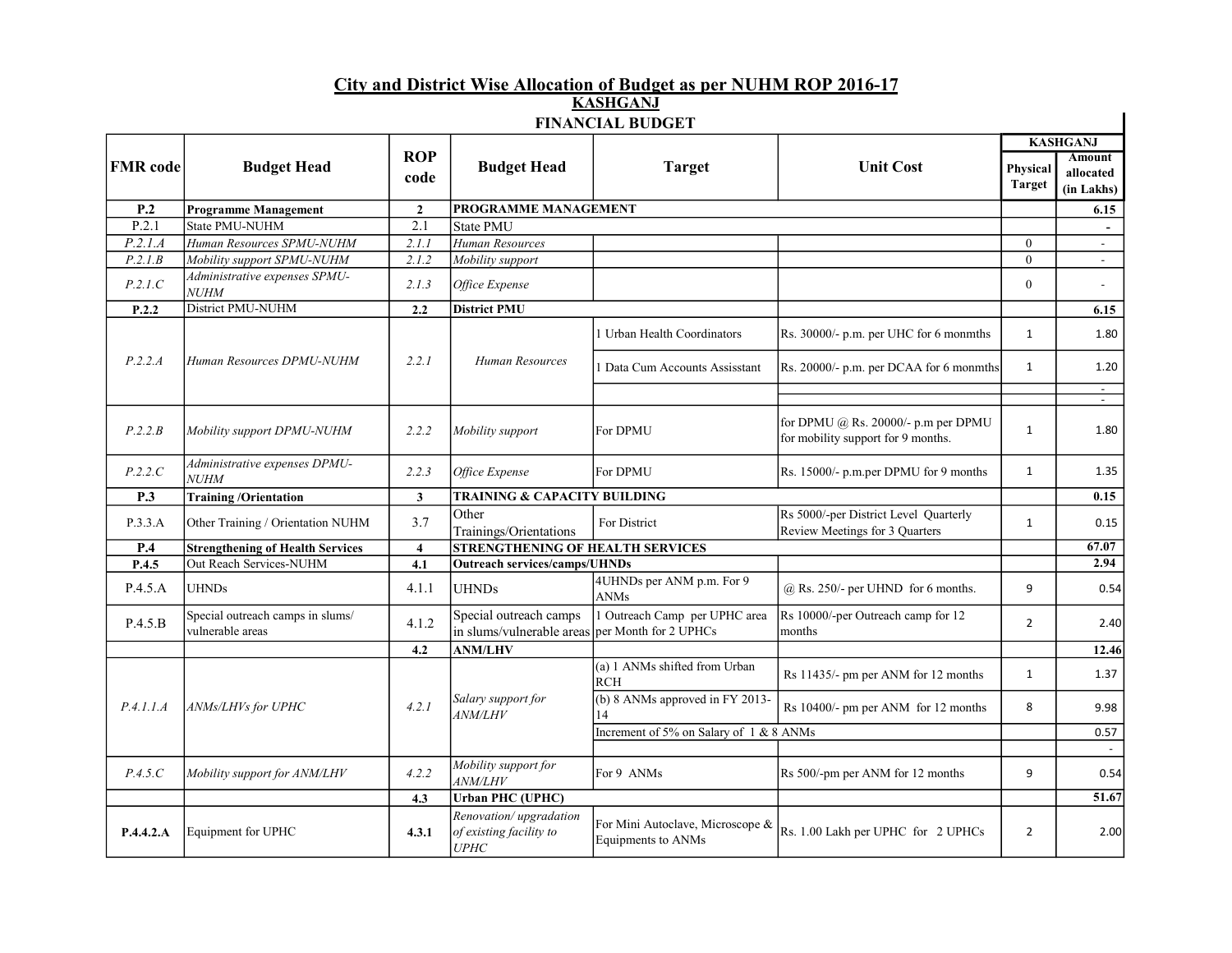# City and District Wise Allocation of Budget as per NUHM ROP 2016-17

## KASHGANJ

### FINANCIAL BUDGET

| FMR code | Budget Head | ROP code | Budget Head | Target | Unit Cost | KASHGANJ | |
|---|---|---|---|---|---|---|---|
| | | | | | | Physical Target | Amount allocated (in Lakhs) |
| **P.2** | **Programme Management** | **2** | **PROGRAMME MANAGEMENT** | | | | **6.15** |
| P.2.1 | State PMU-NUHM | 2.1 | State PMU | | | | **-** |
| *P.2.1.A* | *Human Resources SPMU-NUHM* | *2.1.1* | *Human Resources* | | | 0 | - |
| *P.2.1.B* | *Mobility support SPMU-NUHM* | *2.1.2* | *Mobility support* | | | 0 | - |
| *P.2.1.C* | *Administrative expenses SPMU-NUHM* | *2.1.3* | *Office Expense* | | | 0 | - |
| **P.2.2** | District PMU-NUHM | **2.2** | **District PMU** | | | | **6.15** |
| *P.2.2.A* | *Human Resources DPMU-NUHM* | *2.2.1* | *Human Resources* | 1 Urban Health Coordinators | Rs. 30000/- p.m. per UHC for 6 monmths | 1 | 1.80 |
| | | | | 1 Data Cum Accounts Assisstant | Rs. 20000/- p.m. per DCAA for 6 monmths | 1 | 1.20 |
| | | | | | | | - |
| | | | | | | | - |
| *P.2.2.B* | *Mobility support DPMU-NUHM* | *2.2.2* | *Mobility support* | For DPMU | for DPMU @ Rs. 20000/- p.m per DPMU for mobility support for 9 months. | 1 | 1.80 |
| *P.2.2.C* | *Administrative expenses DPMU-NUHM* | *2.2.3* | *Office Expense* | For DPMU | Rs. 15000/- p.m.per DPMU for 9 months | 1 | 1.35 |
| **P.3** | **Training /Orientation** | **3** | **TRAINING & CAPACITY BUILDING** | | | | **0.15** |
| P.3.3.A | Other Training / Orientation NUHM | 3.7 | Other Trainings/Orientations | For District | Rs 5000/-per District Level Quarterly Review Meetings for 3 Quarters | 1 | 0.15 |
| **P.4** | **Strengthening of Health Services** | **4** | **STRENGTHENING OF HEALTH SERVICES** | | | | **67.07** |
| **P.4.5** | Out Reach Services-NUHM | **4.1** | **Outreach services/camps/UHNDs** | | | | **2.94** |
| P.4.5.A | UHNDs | 4.1.1 | UHNDs | 4UHNDs per ANM p.m. For 9 ANMs | @ Rs. 250/- per UHND for 6 months. | 9 | 0.54 |
| P.4.5.B | Special outreach camps in slums/ vulnerable areas | 4.1.2 | Special outreach camps in slums/vulnerable areas | 1 Outreach Camp per UPHC area per Month for 2 UPHCs | Rs 10000/-per Outreach camp for 12 months | 2 | 2.40 |
| | | **4.2** | **ANM/LHV** | | | | **12.46** |
| *P.4.1.1.A* | *ANMs/LHVs for UPHC* | *4.2.1* | *Salary support for ANM/LHV* | (a) 1 ANMs shifted from Urban RCH | Rs 11435/- pm per ANM for 12 months | 1 | 1.37 |
| | | | | (b) 8 ANMs approved in FY 2013-14 | Rs 10400/- pm per ANM for 12 months | 8 | 9.98 |
| | | | | Increment of 5% on Salary of 1 & 8 ANMs | | | 0.57 |
| | | | | | | | - |
| *P.4.5.C* | *Mobility support for ANM/LHV* | *4.2.2* | *Mobility support for ANM/LHV* | For 9 ANMs | Rs 500/-pm per ANM for 12 months | 9 | 0.54 |
| | | **4.3** | **Urban PHC (UPHC)** | | | | **51.67** |
| **P.4.4.2.A** | Equipment for UPHC | **4.3.1** | *Renovation/ upgradation of existing facility to UPHC* | For Mini Autoclave, Microscope & Equipments to ANMs | Rs. 1.00 Lakh per UPHC for 2 UPHCs | 2 | 2.00 |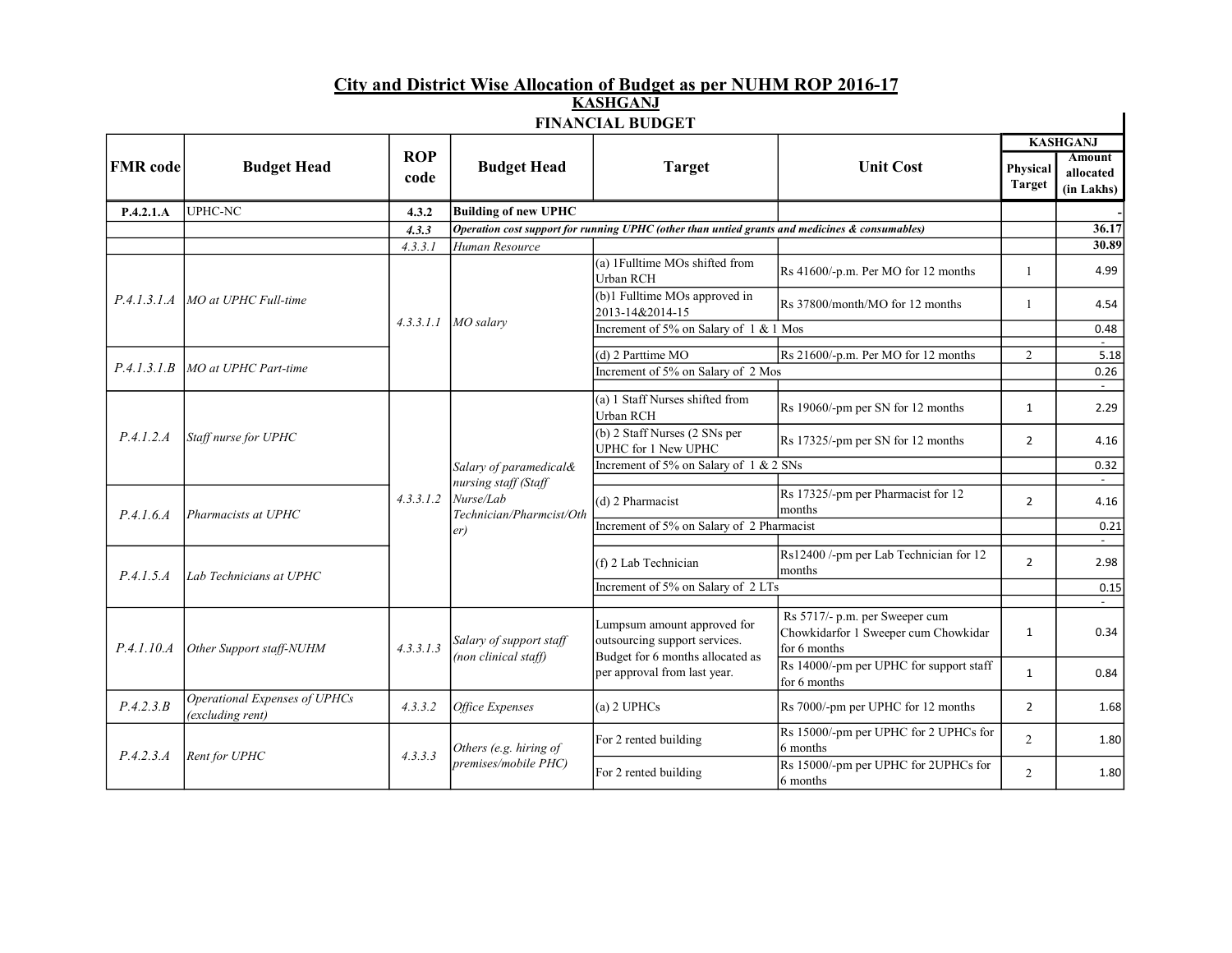# City and District Wise Allocation of Budget as per NUHM ROP 2016-17

## KASHGANJ

### FINANCIAL BUDGET

| FMR code | Budget Head | ROP code | Budget Head | Target | Unit Cost | KASHGANJ Physical Target | KASHGANJ Amount allocated (in Lakhs) |
|---|---|---|---|---|---|---|---|
| **P.4.2.1.A** | UPHC-NC | **4.3.2** | **Building of new UPHC** | | | | - |
| | | ***4.3.3*** | ***Operation cost support for running UPHC (other than untied grants and medicines & consumables)*** | | | | **36.17** |
| | | *4.3.3.1* | *Human Resource* | | | | **30.89** |
| *P.4.1.3.1.A* | *MO at UPHC Full-time* | *4.3.3.1.1* | *MO salary* | (a) 1Fulltime MOs shifted from Urban RCH | Rs 41600/-p.m. Per MO for 12 months | 1 | 4.99 |
| | | | | (b)1 Fulltime MOs approved in 2013-14&2014-15 | Rs 37800/month/MO for 12 months | 1 | 4.54 |
| | | | | Increment of 5% on Salary of 1 & 1 Mos | | | 0.48 |
| | | | | | | | - |
| *P.4.1.3.1.B* | *MO at UPHC Part-time* | | | (d) 2 Parttime MO | Rs 21600/-p.m. Per MO for 12 months | 2 | 5.18 |
| | | | | Increment of 5% on Salary of 2 Mos | | | 0.26 |
| | | | | | | | - |
| *P.4.1.2.A* | *Staff nurse for UPHC* | *4.3.3.1.2* | *Salary of paramedical& nursing staff (Staff Nurse/Lab Technician/Pharmcist/Other)* | (a) 1 Staff Nurses shifted from Urban RCH | Rs 19060/-pm per SN for 12 months | 1 | 2.29 |
| | | | | (b) 2 Staff Nurses (2 SNs per UPHC for 1 New UPHC | Rs 17325/-pm per SN for 12 months | 2 | 4.16 |
| | | | | Increment of 5% on Salary of 1 & 2 SNs | | | 0.32 |
| | | | | | | | - |
| *P.4.1.6.A* | *Pharmacists at UPHC* | | | (d) 2 Pharmacist | Rs 17325/-pm per Pharmacist for 12 months | 2 | 4.16 |
| | | | | Increment of 5% on Salary of 2 Pharmacist | | | 0.21 |
| | | | | | | | - |
| *P.4.1.5.A* | *Lab Technicians at UPHC* | | | (f) 2 Lab Technician | Rs12400 /-pm per Lab Technician for 12 months | 2 | 2.98 |
| | | | | Increment of 5% on Salary of 2 LTs | | | 0.15 |
| | | | | | | | - |
| *P.4.1.10.A* | *Other Support staff-NUHM* | *4.3.3.1.3* | *Salary of support staff (non clinical staff)* | Lumpsum amount approved for outsourcing support services. Budget for 6 months allocated as per approval from last year. | Rs 5717/- p.m. per Sweeper cum Chowkidarfor 1 Sweeper cum Chowkidar for 6 months | 1 | 0.34 |
| | | | | | Rs 14000/-pm per UPHC for support staff for 6 months | 1 | 0.84 |
| *P.4.2.3.B* | *Operational Expenses of UPHCs (excluding rent)* | *4.3.3.2* | *Office Expenses* | (a) 2 UPHCs | Rs 7000/-pm per UPHC for 12 months | 2 | 1.68 |
| *P.4.2.3.A* | *Rent for UPHC* | *4.3.3.3* | *Others (e.g. hiring of premises/mobile PHC)* | For 2 rented building | Rs 15000/-pm per UPHC for 2 UPHCs for 6 months | 2 | 1.80 |
| | | | | For 2 rented building | Rs 15000/-pm per UPHC for 2UPHCs for 6 months | 2 | 1.80 |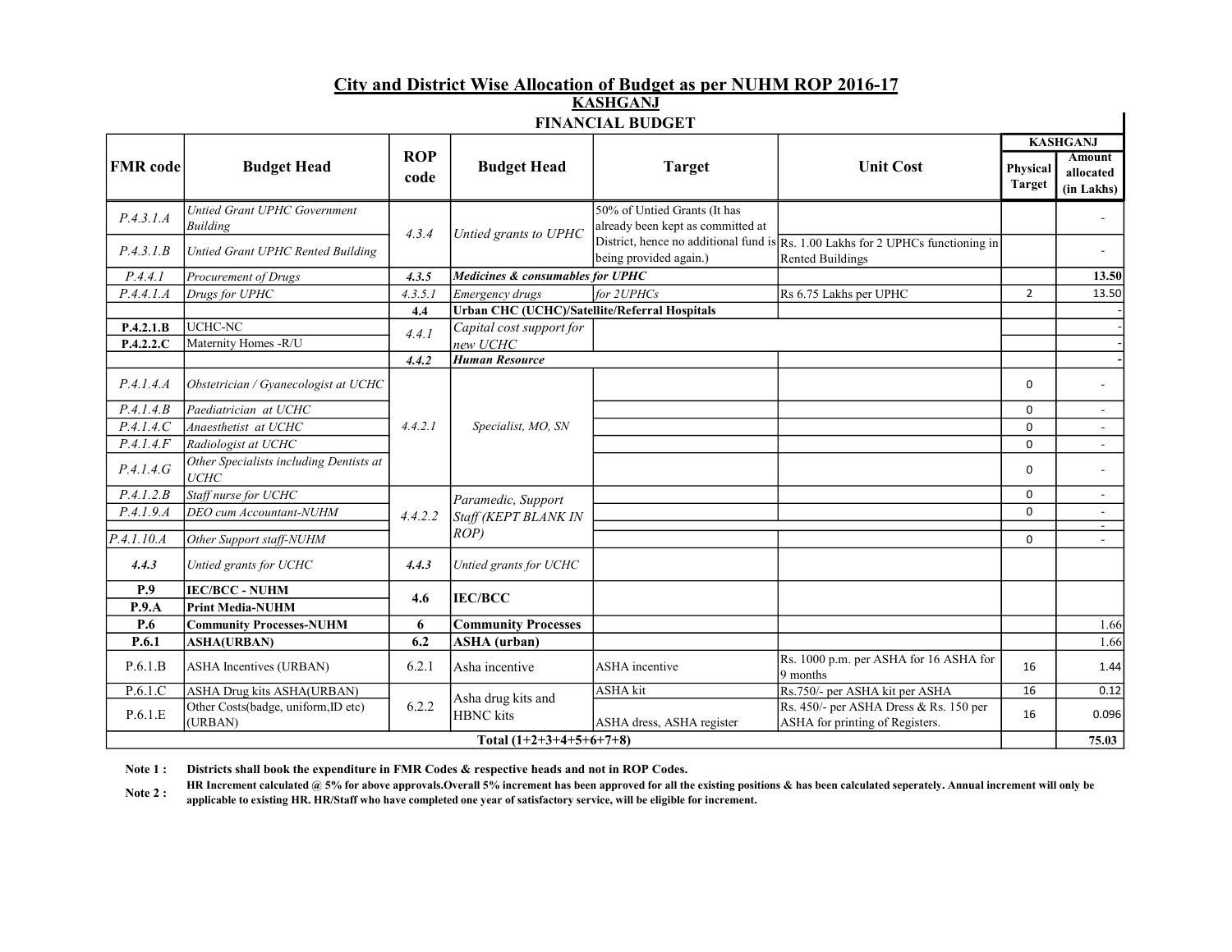## City and District Wise Allocation of Budget as per NUHM ROP 2016-17

### KASHGANJ

### FINANCIAL BUDGET

| FMR code | Budget Head | ROP code | Budget Head | Target | Unit Cost | KASHGANJ Physical Target | KASHGANJ Amount allocated (in Lakhs) |
|---|---|---|---|---|---|---|---|
| *P.4.3.1.A* | *Untied Grant UPHC Government Building* | *4.3.4* | *Untied grants to UPHC* | 50% of Untied Grants (It has already been kept as committed at District, hence no additional fund is being provided again.) | | | - |
| *P.4.3.1.B* | *Untied Grant UPHC Rented Building* | | | | Rs. 1.00 Lakhs for 2 UPHCs functioning in Rented Buildings | | - |
| *P.4.4.1* | *Procurement of Drugs* | ***4.3.5*** | ***Medicines & consumables for UPHC*** | | | | **13.50** |
| *P.4.4.1.A* | *Drugs for UPHC* | *4.3.5.1* | *Emergency drugs* | *for 2UPHCs* | Rs 6.75 Lakhs per UPHC | 2 | 13.50 |
| | | **4.4** | **Urban CHC (UCHC)/Satellite/Referral Hospitals** | | | | - |
| **P.4.2.1.B** | UCHC-NC | *4.4.1* | *Capital cost support for new UCHC* | | | | - |
| **P.4.2.2.C** | Maternity Homes -R/U | | | | | | - |
| | | ***4.4.2*** | ***Human Resource*** | | | | - |
| *P.4.1.4.A* | *Obstetrician / Gyanecologist at UCHC* | *4.4.2.1* | *Specialist, MO, SN* | | | 0 | - |
| *P.4.1.4.B* | *Paediatrician at UCHC* | | | | | 0 | - |
| *P.4.1.4.C* | *Anaesthetist at UCHC* | | | | | 0 | - |
| *P.4.1.4.F* | *Radiologist at UCHC* | | | | | 0 | - |
| *P.4.1.4.G* | *Other Specialists including Dentists at UCHC* | | | | | 0 | - |
| *P.4.1.2.B* | *Staff nurse for UCHC* | *4.4.2.2* | *Paramedic, Support Staff (KEPT BLANK IN ROP)* | | | 0 | - |
| *P.4.1.9.A* | *DEO cum Accountant-NUHM* | | | | | 0 | - |
| | | | | | | | - |
| *P.4.1.10.A* | *Other Support staff-NUHM* | | | | | 0 | - |
| ***4.4.3*** | *Untied grants for UCHC* | ***4.4.3*** | *Untied grants for UCHC* | | | | |
| **P.9** | **IEC/BCC - NUHM** | **4.6** | **IEC/BCC** | | | | |
| **P.9.A** | **Print Media-NUHM** | | | | | | |
| **P.6** | **Community Processes-NUHM** | **6** | **Community Processes** | | | | 1.66 |
| **P.6.1** | **ASHA(URBAN)** | **6.2** | **ASHA (urban)** | | | | 1.66 |
| P.6.1.B | ASHA Incentives (URBAN) | 6.2.1 | Asha incentive | ASHA incentive | Rs. 1000 p.m. per ASHA for 16 ASHA for 9 months | 16 | 1.44 |
| P.6.1.C | ASHA Drug kits ASHA(URBAN) | 6.2.2 | Asha drug kits and HBNC kits | ASHA kit | Rs.750/- per ASHA kit per ASHA | 16 | 0.12 |
| P.6.1.E | Other Costs(badge, uniform,ID etc) (URBAN) | | | ASHA dress, ASHA register | Rs. 450/- per ASHA Dress & Rs. 150 per ASHA for printing of Registers. | 16 | 0.096 |
| **Total (1+2+3+4+5+6+7+8)** | | | | | | | **75.03** |

**Note 1 :** **Districts shall book the expenditure in FMR Codes & respective heads and not in ROP Codes.**

**Note 2 :** **HR Increment calculated @ 5% for above approvals.Overall 5% increment has been approved for all the existing positions & has been calculated seperately. Annual increment will only be applicable to existing HR. HR/Staff who have completed one year of satisfactory service, will be eligible for increment.**